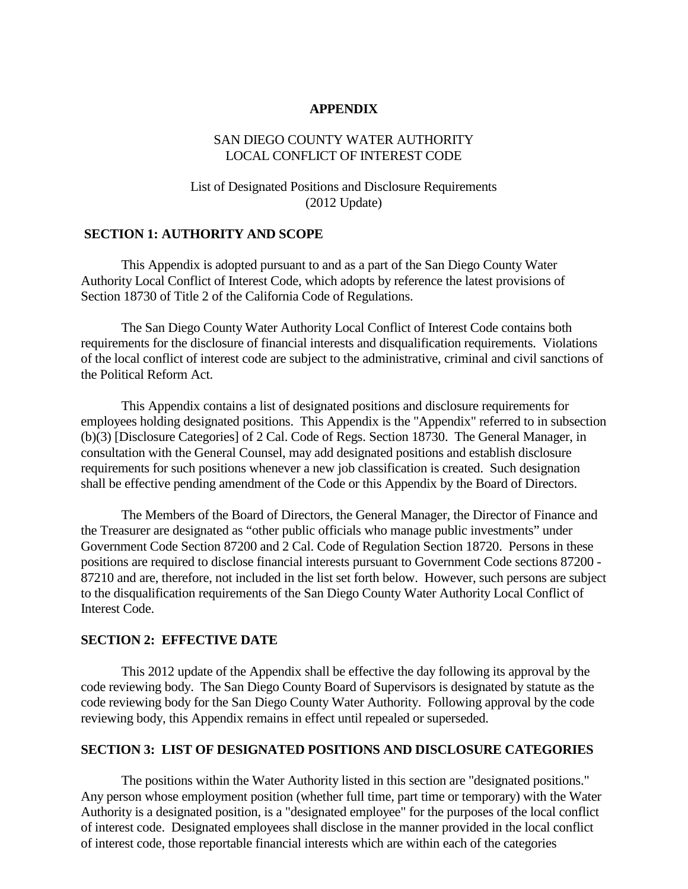# APPENDIX

SAN DIEGO COUNTY WATER AUTHORITY
LOCAL CONFLICT OF INTEREST CODE

List of Designated Positions and Disclosure Requirements
(2012 Update)

## SECTION 1: AUTHORITY AND SCOPE

This Appendix is adopted pursuant to and as a part of the San Diego County Water Authority Local Conflict of Interest Code, which adopts by reference the latest provisions of Section 18730 of Title 2 of the California Code of Regulations.

The San Diego County Water Authority Local Conflict of Interest Code contains both requirements for the disclosure of financial interests and disqualification requirements. Violations of the local conflict of interest code are subject to the administrative, criminal and civil sanctions of the Political Reform Act.

This Appendix contains a list of designated positions and disclosure requirements for employees holding designated positions. This Appendix is the "Appendix" referred to in subsection (b)(3) [Disclosure Categories] of 2 Cal. Code of Regs. Section 18730. The General Manager, in consultation with the General Counsel, may add designated positions and establish disclosure requirements for such positions whenever a new job classification is created. Such designation shall be effective pending amendment of the Code or this Appendix by the Board of Directors.

The Members of the Board of Directors, the General Manager, the Director of Finance and the Treasurer are designated as "other public officials who manage public investments" under Government Code Section 87200 and 2 Cal. Code of Regulation Section 18720. Persons in these positions are required to disclose financial interests pursuant to Government Code sections 87200 - 87210 and are, therefore, not included in the list set forth below. However, such persons are subject to the disqualification requirements of the San Diego County Water Authority Local Conflict of Interest Code.

## SECTION 2: EFFECTIVE DATE

This 2012 update of the Appendix shall be effective the day following its approval by the code reviewing body. The San Diego County Board of Supervisors is designated by statute as the code reviewing body for the San Diego County Water Authority. Following approval by the code reviewing body, this Appendix remains in effect until repealed or superseded.

## SECTION 3: LIST OF DESIGNATED POSITIONS AND DISCLOSURE CATEGORIES

The positions within the Water Authority listed in this section are "designated positions." Any person whose employment position (whether full time, part time or temporary) with the Water Authority is a designated position, is a "designated employee" for the purposes of the local conflict of interest code. Designated employees shall disclose in the manner provided in the local conflict of interest code, those reportable financial interests which are within each of the categories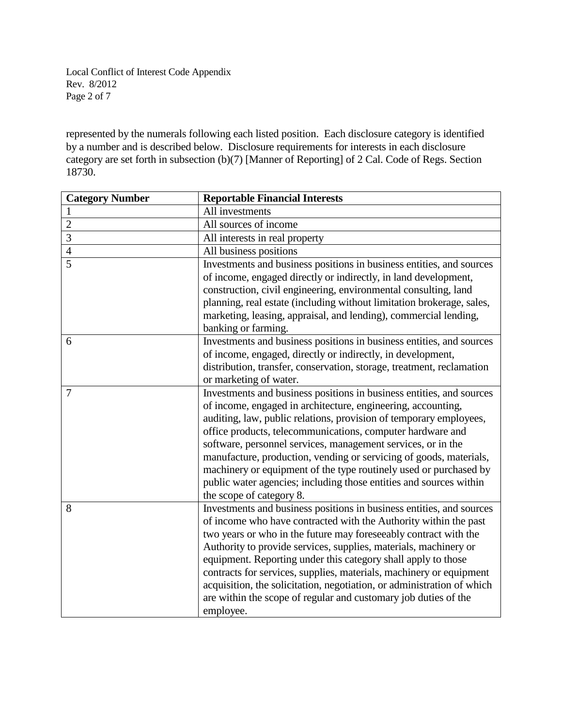represented by the numerals following each listed position. Each disclosure category is identified by a number and is described below. Disclosure requirements for interests in each disclosure category are set forth in subsection (b)(7) [Manner of Reporting] of 2 Cal. Code of Regs. Section 18730.

| Category Number | Reportable Financial Interests |
|---|---|
| 1 | All investments |
| 2 | All sources of income |
| 3 | All interests in real property |
| 4 | All business positions |
| 5 | Investments and business positions in business entities, and sources of income, engaged directly or indirectly, in land development, construction, civil engineering, environmental consulting, land planning, real estate (including without limitation brokerage, sales, marketing, leasing, appraisal, and lending), commercial lending, banking or farming. |
| 6 | Investments and business positions in business entities, and sources of income, engaged, directly or indirectly, in development, distribution, transfer, conservation, storage, treatment, reclamation or marketing of water. |
| 7 | Investments and business positions in business entities, and sources of income, engaged in architecture, engineering, accounting, auditing, law, public relations, provision of temporary employees, office products, telecommunications, computer hardware and software, personnel services, management services, or in the manufacture, production, vending or servicing of goods, materials, machinery or equipment of the type routinely used or purchased by public water agencies; including those entities and sources within the scope of category 8. |
| 8 | Investments and business positions in business entities, and sources of income who have contracted with the Authority within the past two years or who in the future may foreseeably contract with the Authority to provide services, supplies, materials, machinery or equipment. Reporting under this category shall apply to those contracts for services, supplies, materials, machinery or equipment acquisition, the solicitation, negotiation, or administration of which are within the scope of regular and customary job duties of the employee. |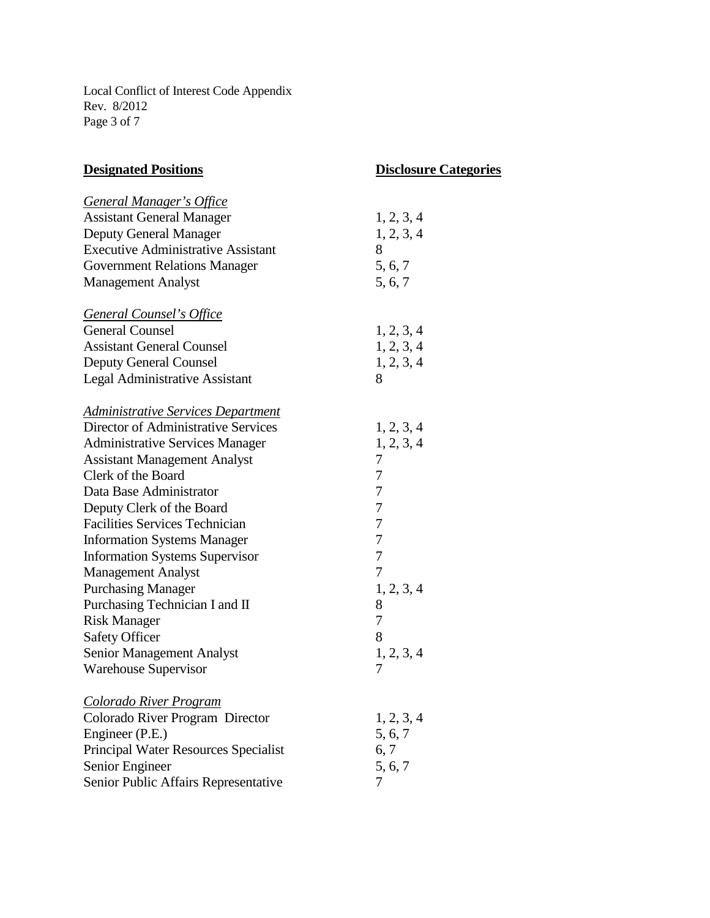| **Designated Positions** | **Disclosure Categories** |
|---|---|
| ***General Manager's Office*** | |
| Assistant General Manager | 1, 2, 3, 4 |
| Deputy General Manager | 1, 2, 3, 4 |
| Executive Administrative Assistant | 8 |
| Government Relations Manager | 5, 6, 7 |
| Management Analyst | 5, 6, 7 |
| ***General Counsel's Office*** | |
| General Counsel | 1, 2, 3, 4 |
| Assistant General Counsel | 1, 2, 3, 4 |
| Deputy General Counsel | 1, 2, 3, 4 |
| Legal Administrative Assistant | 8 |
| ***Administrative Services Department*** | |
| Director of Administrative Services | 1, 2, 3, 4 |
| Administrative Services Manager | 1, 2, 3, 4 |
| Assistant Management Analyst | 7 |
| Clerk of the Board | 7 |
| Data Base Administrator | 7 |
| Deputy Clerk of the Board | 7 |
| Facilities Services Technician | 7 |
| Information Systems Manager | 7 |
| Information Systems Supervisor | 7 |
| Management Analyst | 7 |
| Purchasing Manager | 1, 2, 3, 4 |
| Purchasing Technician I and II | 8 |
| Risk Manager | 7 |
| Safety Officer | 8 |
| Senior Management Analyst | 1, 2, 3, 4 |
| Warehouse Supervisor | 7 |
| ***Colorado River Program*** | |
| Colorado River Program Director | 1, 2, 3, 4 |
| Engineer (P.E.) | 5, 6, 7 |
| Principal Water Resources Specialist | 6, 7 |
| Senior Engineer | 5, 6, 7 |
| Senior Public Affairs Representative | 7 |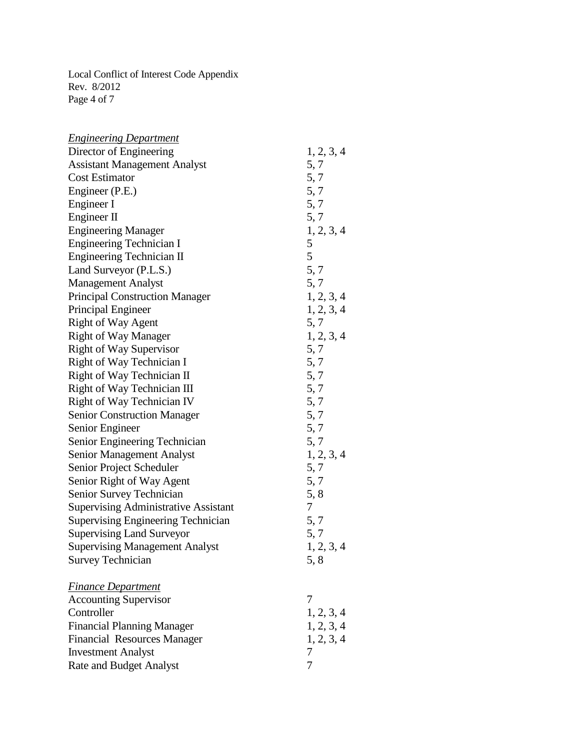*Engineering Department*

| | |
|---|---|
| Director of Engineering | 1, 2, 3, 4 |
| Assistant Management Analyst | 5, 7 |
| Cost Estimator | 5, 7 |
| Engineer (P.E.) | 5, 7 |
| Engineer I | 5, 7 |
| Engineer II | 5, 7 |
| Engineering Manager | 1, 2, 3, 4 |
| Engineering Technician I | 5 |
| Engineering Technician II | 5 |
| Land Surveyor (P.L.S.) | 5, 7 |
| Management Analyst | 5, 7 |
| Principal Construction Manager | 1, 2, 3, 4 |
| Principal Engineer | 1, 2, 3, 4 |
| Right of Way Agent | 5, 7 |
| Right of Way Manager | 1, 2, 3, 4 |
| Right of Way Supervisor | 5, 7 |
| Right of Way Technician I | 5, 7 |
| Right of Way Technician II | 5, 7 |
| Right of Way Technician III | 5, 7 |
| Right of Way Technician IV | 5, 7 |
| Senior Construction Manager | 5, 7 |
| Senior Engineer | 5, 7 |
| Senior Engineering Technician | 5, 7 |
| Senior Management Analyst | 1, 2, 3, 4 |
| Senior Project Scheduler | 5, 7 |
| Senior Right of Way Agent | 5, 7 |
| Senior Survey Technician | 5, 8 |
| Supervising Administrative Assistant | 7 |
| Supervising Engineering Technician | 5, 7 |
| Supervising Land Surveyor | 5, 7 |
| Supervising Management Analyst | 1, 2, 3, 4 |
| Survey Technician | 5, 8 |

*Finance Department*

| | |
|---|---|
| Accounting Supervisor | 7 |
| Controller | 1, 2, 3, 4 |
| Financial Planning Manager | 1, 2, 3, 4 |
| Financial Resources Manager | 1, 2, 3, 4 |
| Investment Analyst | 7 |
| Rate and Budget Analyst | 7 |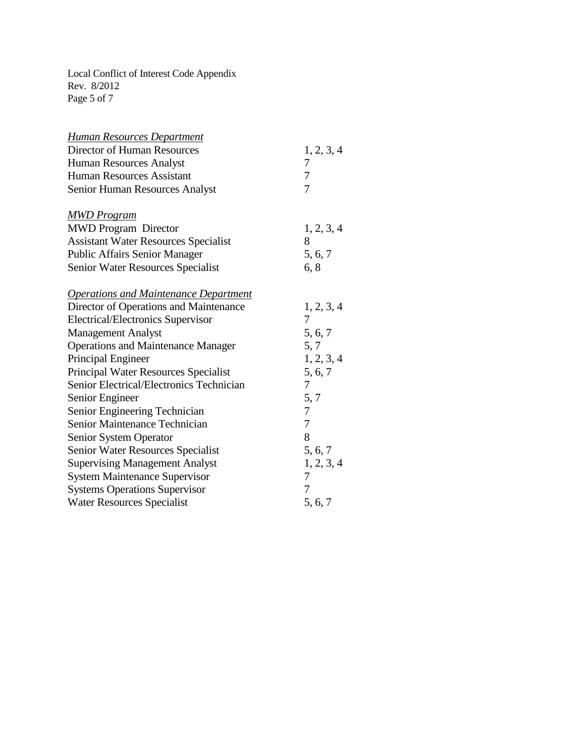*Human Resources Department*

| | |
|---|---|
| Director of Human Resources | 1, 2, 3, 4 |
| Human Resources Analyst | 7 |
| Human Resources Assistant | 7 |
| Senior Human Resources Analyst | 7 |

*MWD Program*

| | |
|---|---|
| MWD Program Director | 1, 2, 3, 4 |
| Assistant Water Resources Specialist | 8 |
| Public Affairs Senior Manager | 5, 6, 7 |
| Senior Water Resources Specialist | 6, 8 |

*Operations and Maintenance Department*

| | |
|---|---|
| Director of Operations and Maintenance | 1, 2, 3, 4 |
| Electrical/Electronics Supervisor | 7 |
| Management Analyst | 5, 6, 7 |
| Operations and Maintenance Manager | 5, 7 |
| Principal Engineer | 1, 2, 3, 4 |
| Principal Water Resources Specialist | 5, 6, 7 |
| Senior Electrical/Electronics Technician | 7 |
| Senior Engineer | 5, 7 |
| Senior Engineering Technician | 7 |
| Senior Maintenance Technician | 7 |
| Senior System Operator | 8 |
| Senior Water Resources Specialist | 5, 6, 7 |
| Supervising Management Analyst | 1, 2, 3, 4 |
| System Maintenance Supervisor | 7 |
| Systems Operations Supervisor | 7 |
| Water Resources Specialist | 5, 6, 7 |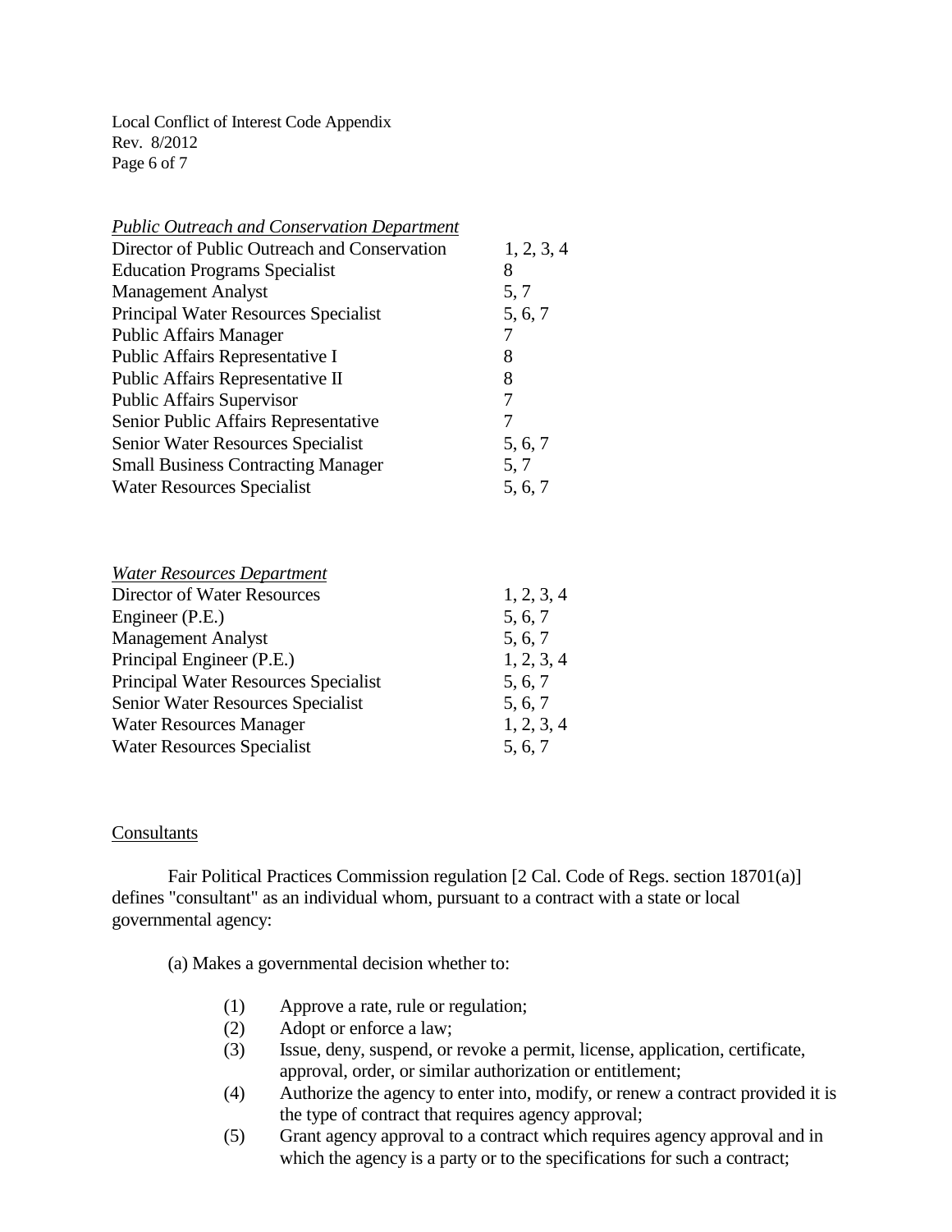*Public Outreach and Conservation Department*

| | |
|---|---|
| Director of Public Outreach and Conservation | 1, 2, 3, 4 |
| Education Programs Specialist | 8 |
| Management Analyst | 5, 7 |
| Principal Water Resources Specialist | 5, 6, 7 |
| Public Affairs Manager | 7 |
| Public Affairs Representative I | 8 |
| Public Affairs Representative II | 8 |
| Public Affairs Supervisor | 7 |
| Senior Public Affairs Representative | 7 |
| Senior Water Resources Specialist | 5, 6, 7 |
| Small Business Contracting Manager | 5, 7 |
| Water Resources Specialist | 5, 6, 7 |

*Water Resources Department*

| | |
|---|---|
| Director of Water Resources | 1, 2, 3, 4 |
| Engineer (P.E.) | 5, 6, 7 |
| Management Analyst | 5, 6, 7 |
| Principal Engineer (P.E.) | 1, 2, 3, 4 |
| Principal Water Resources Specialist | 5, 6, 7 |
| Senior Water Resources Specialist | 5, 6, 7 |
| Water Resources Manager | 1, 2, 3, 4 |
| Water Resources Specialist | 5, 6, 7 |

Consultants

Fair Political Practices Commission regulation [2 Cal. Code of Regs. section 18701(a)] defines "consultant" as an individual whom, pursuant to a contract with a state or local governmental agency:

(a) Makes a governmental decision whether to:

(1) Approve a rate, rule or regulation;
(2) Adopt or enforce a law;
(3) Issue, deny, suspend, or revoke a permit, license, application, certificate, approval, order, or similar authorization or entitlement;
(4) Authorize the agency to enter into, modify, or renew a contract provided it is the type of contract that requires agency approval;
(5) Grant agency approval to a contract which requires agency approval and in which the agency is a party or to the specifications for such a contract;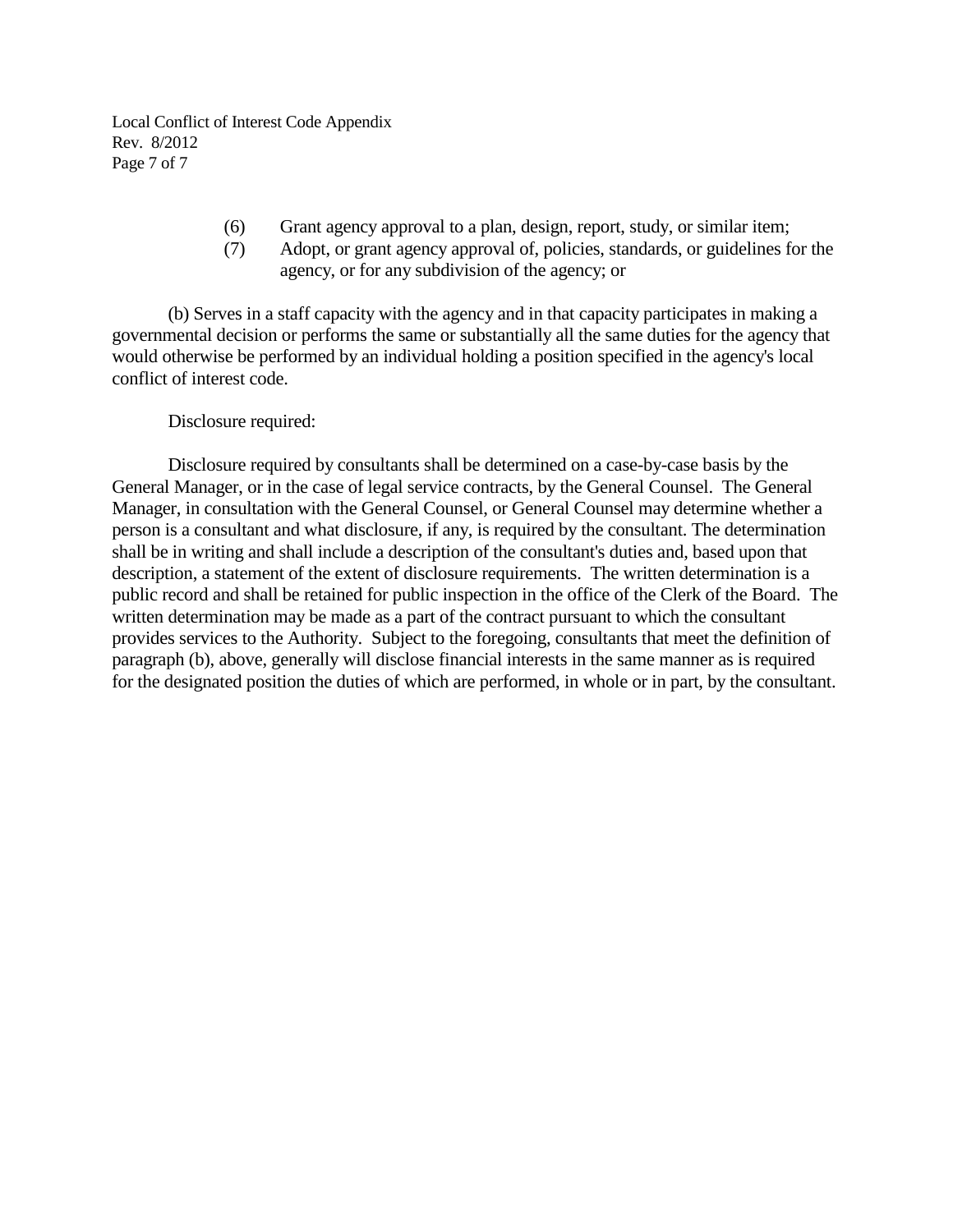(6) Grant agency approval to a plan, design, report, study, or similar item;

(7) Adopt, or grant agency approval of, policies, standards, or guidelines for the agency, or for any subdivision of the agency; or

(b) Serves in a staff capacity with the agency and in that capacity participates in making a governmental decision or performs the same or substantially all the same duties for the agency that would otherwise be performed by an individual holding a position specified in the agency's local conflict of interest code.

Disclosure required:

Disclosure required by consultants shall be determined on a case-by-case basis by the General Manager, or in the case of legal service contracts, by the General Counsel. The General Manager, in consultation with the General Counsel, or General Counsel may determine whether a person is a consultant and what disclosure, if any, is required by the consultant. The determination shall be in writing and shall include a description of the consultant's duties and, based upon that description, a statement of the extent of disclosure requirements. The written determination is a public record and shall be retained for public inspection in the office of the Clerk of the Board. The written determination may be made as a part of the contract pursuant to which the consultant provides services to the Authority. Subject to the foregoing, consultants that meet the definition of paragraph (b), above, generally will disclose financial interests in the same manner as is required for the designated position the duties of which are performed, in whole or in part, by the consultant.